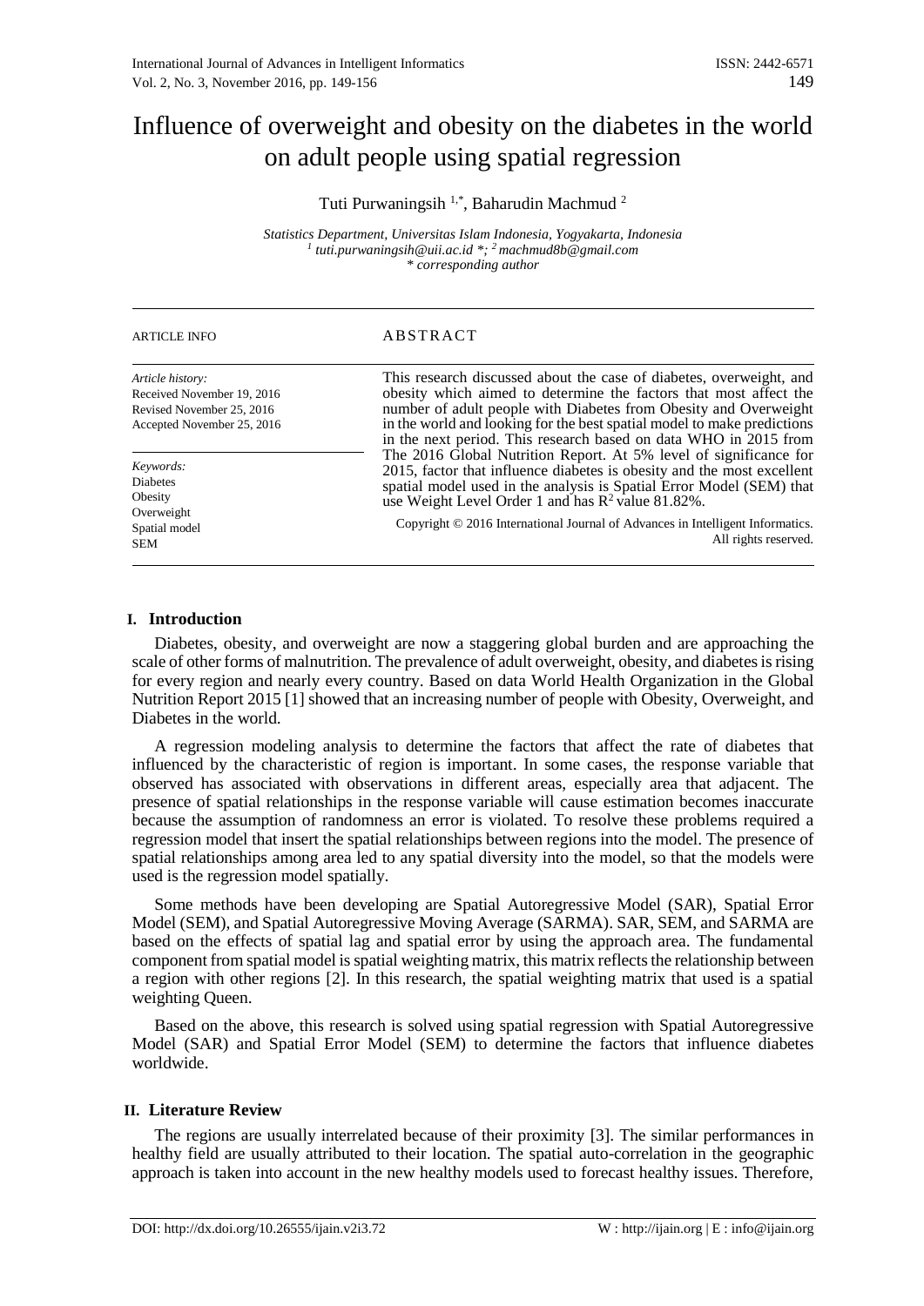# Influence of overweight and obesity on the diabetes in the world on adult people using spatial regression

Tuti Purwaningsih [1,*], Baharudin Machmud [2]

*Statistics Department, Universitas Islam Indonesia, Yogyakarta, Indonesia*
*[1] tuti.purwaningsih@uii.ac.id \*; [2] machmud8b@gmail.com*
*\* corresponding author*

**ARTICLE INFO**

*Article history:*
Received November 19, 2016
Revised November 25, 2016
Accepted November 25, 2016

*Keywords:*
Diabetes
Obesity
Overweight
Spatial model
SEM

**ABSTRACT**

This research discussed about the case of diabetes, overweight, and obesity which aimed to determine the factors that most affect the number of adult people with Diabetes from Obesity and Overweight in the world and looking for the best spatial model to make predictions in the next period. This research based on data WHO in 2015 from The 2016 Global Nutrition Report. At 5% level of significance for 2015, factor that influence diabetes is obesity and the most excellent spatial model used in the analysis is Spatial Error Model (SEM) that use Weight Level Order 1 and has $R^2$ value 81.82%.

Copyright © 2016 International Journal of Advances in Intelligent Informatics. All rights reserved.

## I. Introduction

Diabetes, obesity, and overweight are now a staggering global burden and are approaching the scale of other forms of malnutrition. The prevalence of adult overweight, obesity, and diabetes is rising for every region and nearly every country. Based on data World Health Organization in the Global Nutrition Report 2015 [1] showed that an increasing number of people with Obesity, Overweight, and Diabetes in the world.

A regression modeling analysis to determine the factors that affect the rate of diabetes that influenced by the characteristic of region is important. In some cases, the response variable that observed has associated with observations in different areas, especially area that adjacent. The presence of spatial relationships in the response variable will cause estimation becomes inaccurate because the assumption of randomness an error is violated. To resolve these problems required a regression model that insert the spatial relationships between regions into the model. The presence of spatial relationships among area led to any spatial diversity into the model, so that the models were used is the regression model spatially.

Some methods have been developing are Spatial Autoregressive Model (SAR), Spatial Error Model (SEM), and Spatial Autoregressive Moving Average (SARMA). SAR, SEM, and SARMA are based on the effects of spatial lag and spatial error by using the approach area. The fundamental component from spatial model is spatial weighting matrix, this matrix reflects the relationship between a region with other regions [2]. In this research, the spatial weighting matrix that used is a spatial weighting Queen.

Based on the above, this research is solved using spatial regression with Spatial Autoregressive Model (SAR) and Spatial Error Model (SEM) to determine the factors that influence diabetes worldwide.

## II. Literature Review

The regions are usually interrelated because of their proximity [3]. The similar performances in healthy field are usually attributed to their location. The spatial auto-correlation in the geographic approach is taken into account in the new healthy models used to forecast healthy issues. Therefore,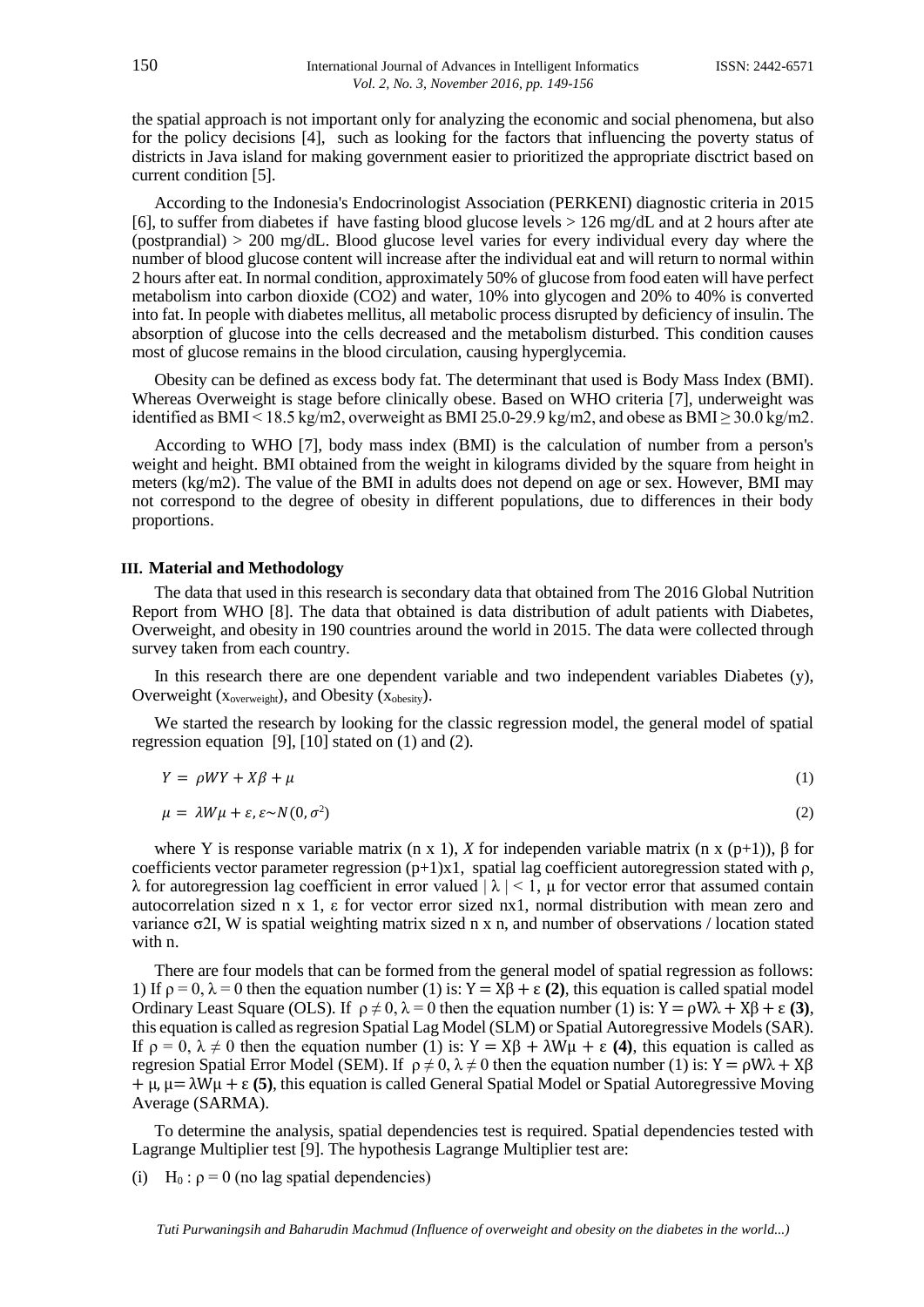the spatial approach is not important only for analyzing the economic and social phenomena, but also for the policy decisions [4], such as looking for the factors that influencing the poverty status of districts in Java island for making government easier to prioritized the appropriate disctrict based on current condition [5].

According to the Indonesia's Endocrinologist Association (PERKENI) diagnostic criteria in 2015 [6], to suffer from diabetes if have fasting blood glucose levels > 126 mg/dL and at 2 hours after ate (postprandial) > 200 mg/dL. Blood glucose level varies for every individual every day where the number of blood glucose content will increase after the individual eat and will return to normal within 2 hours after eat. In normal condition, approximately 50% of glucose from food eaten will have perfect metabolism into carbon dioxide ($CO_2$) and water, 10% into glycogen and 20% to 40% is converted into fat. In people with diabetes mellitus, all metabolic process disrupted by deficiency of insulin. The absorption of glucose into the cells decreased and the metabolism disturbed. This condition causes most of glucose remains in the blood circulation, causing hyperglycemia.

Obesity can be defined as excess body fat. The determinant that used is Body Mass Index (BMI). Whereas Overweight is stage before clinically obese. Based on WHO criteria [7], underweight was identified as BMI < 18.5 kg/m2, overweight as BMI 25.0-29.9 kg/m2, and obese as BMI ≥ 30.0 kg/m2.

According to WHO [7], body mass index (BMI) is the calculation of number from a person's weight and height. BMI obtained from the weight in kilograms divided by the square from height in meters (kg/m2). The value of the BMI in adults does not depend on age or sex. However, BMI may not correspond to the degree of obesity in different populations, due to differences in their body proportions.

## III. Material and Methodology

The data that used in this research is secondary data that obtained from The 2016 Global Nutrition Report from WHO [8]. The data that obtained is data distribution of adult patients with Diabetes, Overweight, and obesity in 190 countries around the world in 2015. The data were collected through survey taken from each country.

In this research there are one dependent variable and two independent variables Diabetes (y), Overweight ($x_{overweight}$), and Obesity ($x_{obesity}$).

We started the research by looking for the classic regression model, the general model of spatial regression equation [9], [10] stated on (1) and (2).

$$Y = \rho WY + X\beta + \mu \tag{1}$$

$$\mu = \lambda W\mu + \varepsilon, \varepsilon \sim N(0, \sigma^2) \tag{2}$$

where Y is response variable matrix (n x 1), *X* for independen variable matrix (n x (p+1)), $\beta$ for coefficients vector parameter regression (p+1)x1, spatial lag coefficient autoregression stated with $\rho$, $\lambda$ for autoregression lag coefficient in error valued $|\lambda| < 1$, $\mu$ for vector error that assumed contain autocorrelation sized n x 1, $\varepsilon$ for vector error sized nx1, normal distribution with mean zero and variance $\sigma 2I$, W is spatial weighting matrix sized n x n, and number of observations / location stated with n.

There are four models that can be formed from the general model of spatial regression as follows: 1) If $\rho = 0$, $\lambda = 0$ then the equation number (1) is: $Y = X\beta + \varepsilon$ **(2)**, this equation is called spatial model Ordinary Least Square (OLS). If $\rho \neq 0$, $\lambda = 0$ then the equation number (1) is: $Y = \rho W\lambda + X\beta + \varepsilon$ **(3)**, this equation is called as regresion Spatial Lag Model (SLM) or Spatial Autoregressive Models (SAR). If $\rho = 0$, $\lambda \neq 0$ then the equation number (1) is: $Y = X\beta + \lambda W\mu + \varepsilon$ **(4)**, this equation is called as regresion Spatial Error Model (SEM). If $\rho \neq 0$, $\lambda \neq 0$ then the equation number (1) is: $Y = \rho W\lambda + X\beta + \mu$, $\mu = \lambda W\mu + \varepsilon$ **(5)**, this equation is called General Spatial Model or Spatial Autoregressive Moving Average (SARMA).

To determine the analysis, spatial dependencies test is required. Spatial dependencies tested with Lagrange Multiplier test [9]. The hypothesis Lagrange Multiplier test are:

(i) $H_0 : \rho = 0$ (no lag spatial dependencies)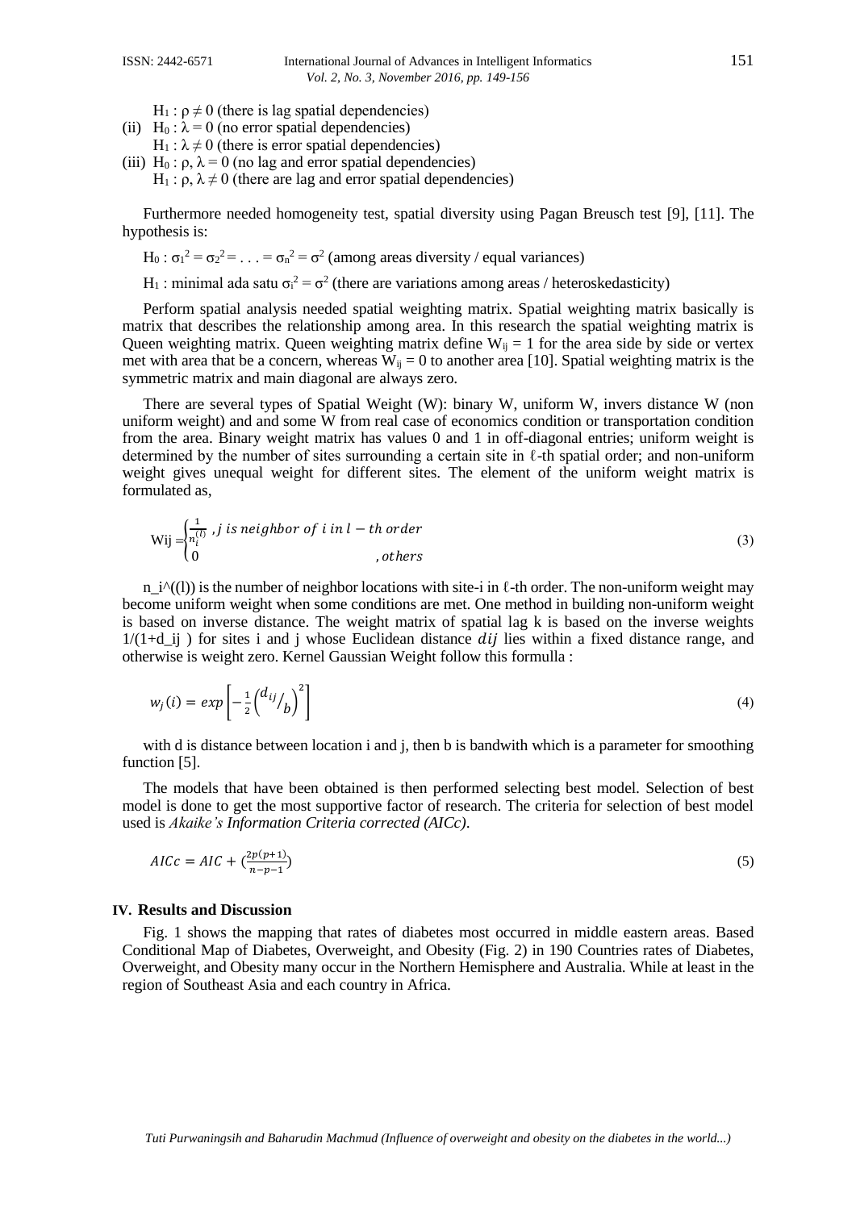$H_1 : \rho \neq 0$ (there is lag spatial dependencies)

(ii) $H_0 : \lambda = 0$ (no error spatial dependencies)
$H_1 : \lambda \neq 0$ (there is error spatial dependencies)

(iii) $H_0 : \rho, \lambda = 0$ (no lag and error spatial dependencies)
$H_1 : \rho, \lambda \neq 0$ (there are lag and error spatial dependencies)

Furthermore needed homogeneity test, spatial diversity using Pagan Breusch test [9], [11]. The hypothesis is:

$H_0 : \sigma_1^2 = \sigma_2^2 = \ldots = \sigma_n^2 = \sigma^2$ (among areas diversity / equal variances)

$H_1$ : minimal ada satu $\sigma_i^2 = \sigma^2$ (there are variations among areas / heteroskedasticity)

Perform spatial analysis needed spatial weighting matrix. Spatial weighting matrix basically is matrix that describes the relationship among area. In this research the spatial weighting matrix is Queen weighting matrix. Queen weighting matrix define $W_{ij} = 1$ for the area side by side or vertex met with area that be a concern, whereas $W_{ij} = 0$ to another area [10]. Spatial weighting matrix is the symmetric matrix and main diagonal are always zero.

There are several types of Spatial Weight (W): binary W, uniform W, invers distance W (non uniform weight) and and some W from real case of economics condition or transportation condition from the area. Binary weight matrix has values 0 and 1 in off-diagonal entries; uniform weight is determined by the number of sites surrounding a certain site in ℓ-th spatial order; and non-uniform weight gives unequal weight for different sites. The element of the uniform weight matrix is formulated as,

$$\text{Wij} = \begin{cases} \frac{1}{n_i^{(l)}} & , j \text{ is neighbor of } i \text{ in } l - th \text{ order} \\ 0 & , others \end{cases} \tag{3}$$

n_i^((l)) is the number of neighbor locations with site-i in ℓ-th order. The non-uniform weight may become uniform weight when some conditions are met. One method in building non-uniform weight is based on inverse distance. The weight matrix of spatial lag k is based on the inverse weights 1/(1+d_ij ) for sites i and j whose Euclidean distance $dij$ lies within a fixed distance range, and otherwise is weight zero. Kernel Gaussian Weight follow this formulla :

$$w_j(i) = exp\left[-\frac{1}{2}\left({}^{d_{ij}}/_{b}\right)^2\right] \tag{4}$$

with d is distance between location i and j, then b is bandwith which is a parameter for smoothing function [5].

The models that have been obtained is then performed selecting best model. Selection of best model is done to get the most supportive factor of research. The criteria for selection of best model used is *Akaike's Information Criteria corrected (AICc)*.

$$AICc = AIC + \left(\frac{2p(p+1)}{n-p-1}\right) \tag{5}$$

## IV. Results and Discussion

Fig. 1 shows the mapping that rates of diabetes most occurred in middle eastern areas. Based Conditional Map of Diabetes, Overweight, and Obesity (Fig. 2) in 190 Countries rates of Diabetes, Overweight, and Obesity many occur in the Northern Hemisphere and Australia. While at least in the region of Southeast Asia and each country in Africa.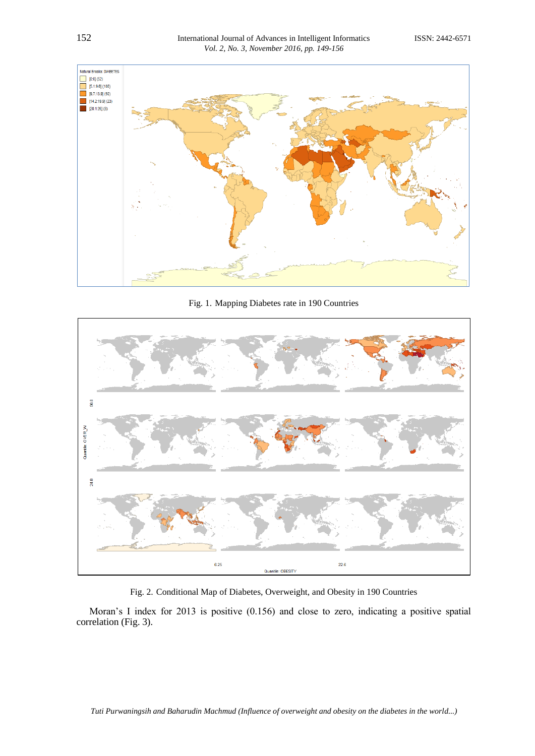Fig. 1. Mapping Diabetes rate in 190 Countries

Fig. 2. Conditional Map of Diabetes, Overweight, and Obesity in 190 Countries

Moran's I index for 2013 is positive (0.156) and close to zero, indicating a positive spatial correlation (Fig. 3).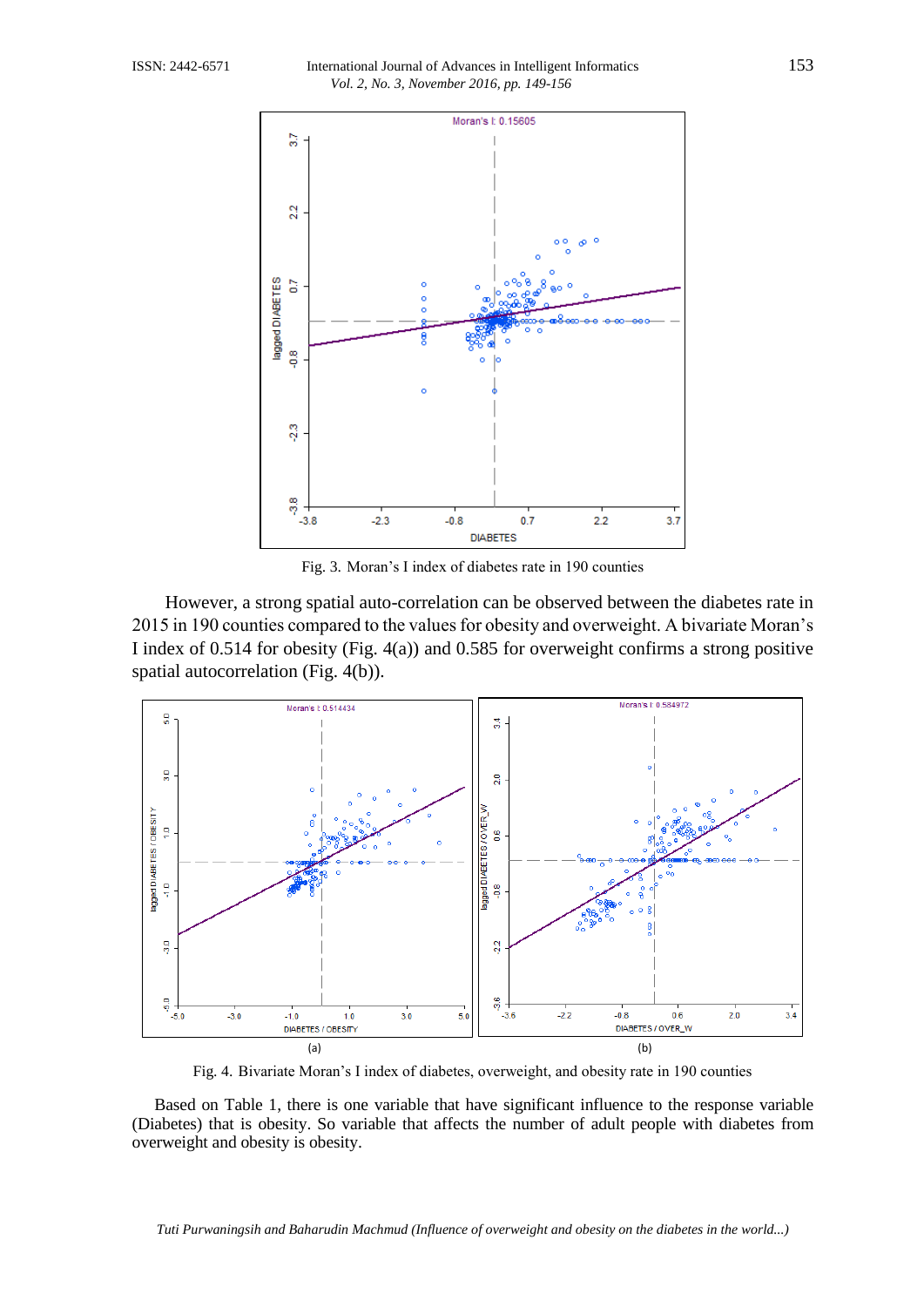Fig. 3. Moran's I index of diabetes rate in 190 counties

However, a strong spatial auto-correlation can be observed between the diabetes rate in 2015 in 190 counties compared to the values for obesity and overweight. A bivariate Moran's I index of 0.514 for obesity (Fig. 4(a)) and 0.585 for overweight confirms a strong positive spatial autocorrelation (Fig. 4(b)).

Fig. 4. Bivariate Moran's I index of diabetes, overweight, and obesity rate in 190 counties

Based on Table 1, there is one variable that have significant influence to the response variable (Diabetes) that is obesity. So variable that affects the number of adult people with diabetes from overweight and obesity is obesity.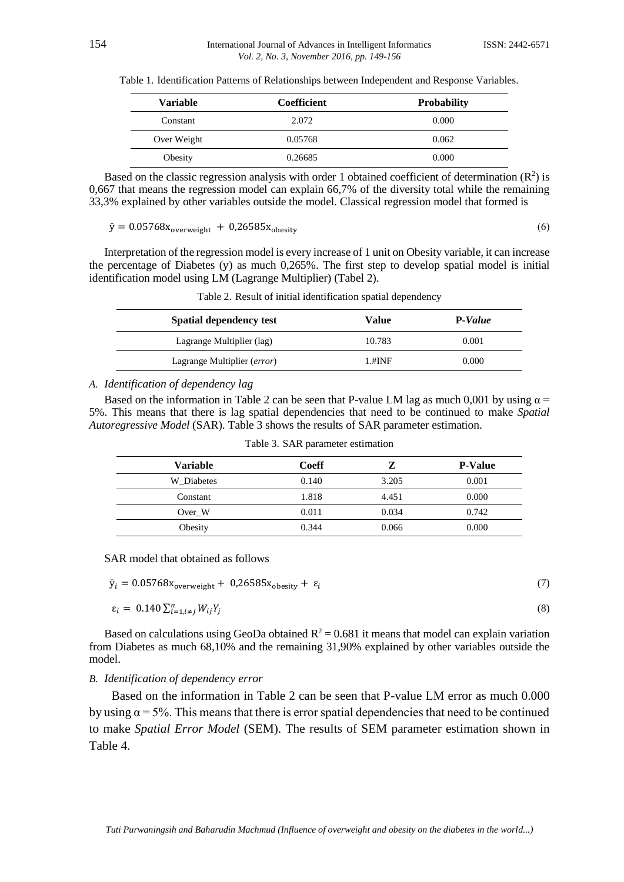Table 1. Identification Patterns of Relationships between Independent and Response Variables.

| Variable | Coefficient | Probability |
| --- | --- | --- |
| Constant | 2.072 | 0.000 |
| Over Weight | 0.05768 | 0.062 |
| Obesity | 0.26685 | 0.000 |

Based on the classic regression analysis with order 1 obtained coefficient of determination ($R^2$) is 0,667 that means the regression model can explain 66,7% of the diversity total while the remaining 33,3% explained by other variables outside the model. Classical regression model that formed is

$$\bar{y} = 0.05768x_{\text{overweight}} + 0{,}26585x_{\text{obesity}} \tag{6}$$

Interpretation of the regression model is every increase of 1 unit on Obesity variable, it can increase the percentage of Diabetes (y) as much 0,265%. The first step to develop spatial model is initial identification model using LM (Lagrange Multiplier) (Tabel 2).

Table 2. Result of initial identification spatial dependency

| Spatial dependency test | Value | P-*Value* |
| --- | --- | --- |
| Lagrange Multiplier (lag) | 10.783 | 0.001 |
| Lagrange Multiplier (*error*) | 1.#INF | 0.000 |

### *A. Identification of dependency lag*

Based on the information in Table 2 can be seen that P-value LM lag as much 0,001 by using $\alpha$ = 5%. This means that there is lag spatial dependencies that need to be continued to make *Spatial Autoregressive Model* (SAR). Table 3 shows the results of SAR parameter estimation.

Table 3. SAR parameter estimation

| Variable | Coeff | Z | P-Value |
| --- | --- | --- | --- |
| W_Diabetes | 0.140 | 3.205 | 0.001 |
| Constant | 1.818 | 4.451 | 0.000 |
| Over_W | 0.011 | 0.034 | 0.742 |
| Obesity | 0.344 | 0.066 | 0.000 |

SAR model that obtained as follows

$$\bar{y}_i = 0.05768x_{\text{overweight}} + 0{,}26585x_{\text{obesity}} + \varepsilon_i \tag{7}$$

$$\varepsilon_i = 0.140 \sum_{i=1,i\neq j}^{n} W_{ij}Y_j \tag{8}$$

Based on calculations using GeoDa obtained $R^2 = 0.681$ it means that model can explain variation from Diabetes as much 68,10% and the remaining 31,90% explained by other variables outside the model.

### *B. Identification of dependency error*

Based on the information in Table 2 can be seen that P-value LM error as much 0.000 by using $\alpha = 5\%$. This means that there is error spatial dependencies that need to be continued to make *Spatial Error Model* (SEM). The results of SEM parameter estimation shown in Table 4.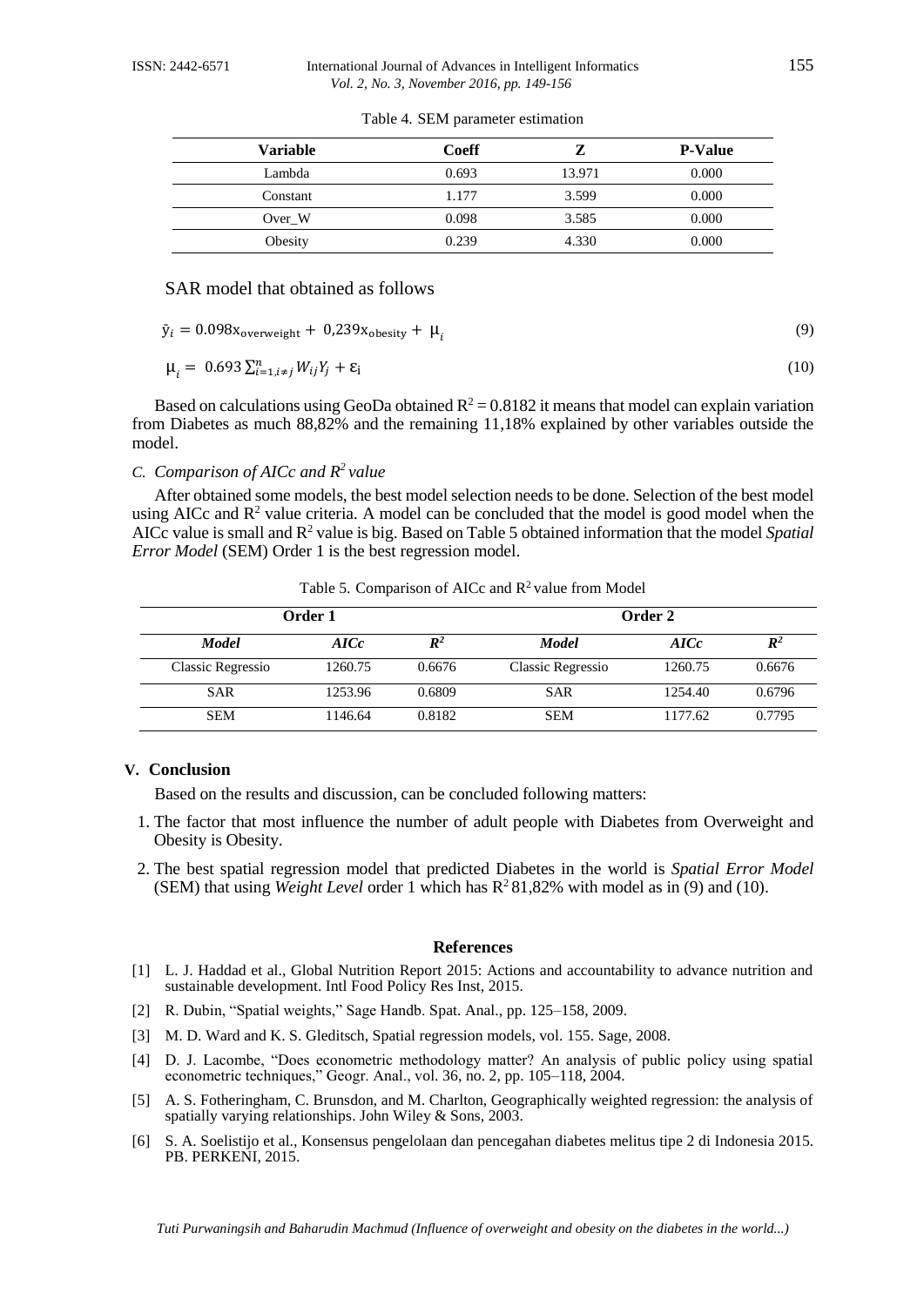Table 4. SEM parameter estimation

| Variable | Coeff | Z | P-Value |
|---|---|---|---|
| Lambda | 0.693 | 13.971 | 0.000 |
| Constant | 1.177 | 3.599 | 0.000 |
| Over_W | 0.098 | 3.585 | 0.000 |
| Obesity | 0.239 | 4.330 | 0.000 |

SAR model that obtained as follows

$$\bar{y}_i = 0.098x_{\text{overweight}} + 0{,}239x_{\text{obesity}} + \mu_i \tag{9}$$

$$\mu_i = 0.693 \sum_{i=1, i \neq j}^{n} W_{ij} Y_j + \varepsilon_i \tag{10}$$

Based on calculations using GeoDa obtained $R^2 = 0.8182$ it means that model can explain variation from Diabetes as much 88,82% and the remaining 11,18% explained by other variables outside the model.

### *C. Comparison of AICc and $R^2$ value*

After obtained some models, the best model selection needs to be done. Selection of the best model using AICc and $R^2$ value criteria. A model can be concluded that the model is good model when the AICc value is small and $R^2$ value is big. Based on Table 5 obtained information that the model *Spatial Error Model* (SEM) Order 1 is the best regression model.

Table 5. Comparison of AICc and $R^2$ value from Model

| Order 1 | | | Order 2 | | |
|---|---|---|---|---|---|
| ***Model*** | ***AICc*** | ***$R^2$*** | ***Model*** | ***AICc*** | ***$R^2$*** |
| Classic Regressio | 1260.75 | 0.6676 | Classic Regressio | 1260.75 | 0.6676 |
| SAR | 1253.96 | 0.6809 | SAR | 1254.40 | 0.6796 |
| SEM | 1146.64 | 0.8182 | SEM | 1177.62 | 0.7795 |

## V. Conclusion

Based on the results and discussion, can be concluded following matters:

1. The factor that most influence the number of adult people with Diabetes from Overweight and Obesity is Obesity.
2. The best spatial regression model that predicted Diabetes in the world is *Spatial Error Model* (SEM) that using *Weight Level* order 1 which has $R^2$ 81,82% with model as in (9) and (10).

## References

[1] L. J. Haddad et al., Global Nutrition Report 2015: Actions and accountability to advance nutrition and sustainable development. Intl Food Policy Res Inst, 2015.

[2] R. Dubin, "Spatial weights," Sage Handb. Spat. Anal., pp. 125–158, 2009.

[3] M. D. Ward and K. S. Gleditsch, Spatial regression models, vol. 155. Sage, 2008.

[4] D. J. Lacombe, "Does econometric methodology matter? An analysis of public policy using spatial econometric techniques," Geogr. Anal., vol. 36, no. 2, pp. 105–118, 2004.

[5] A. S. Fotheringham, C. Brunsdon, and M. Charlton, Geographically weighted regression: the analysis of spatially varying relationships. John Wiley & Sons, 2003.

[6] S. A. Soelistijo et al., Konsensus pengelolaan dan pencegahan diabetes melitus tipe 2 di Indonesia 2015. PB. PERKENI, 2015.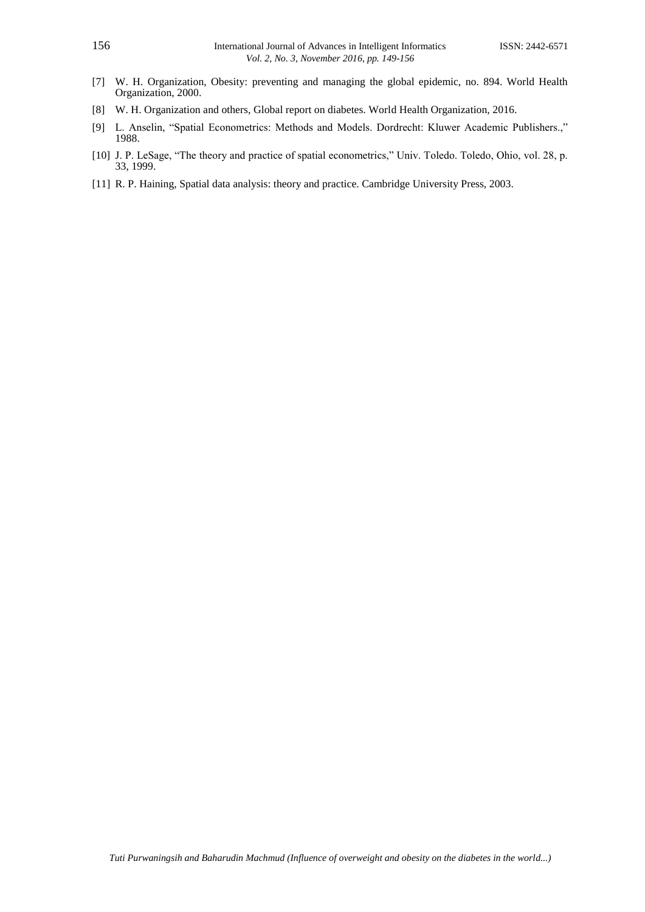[7] W. H. Organization, Obesity: preventing and managing the global epidemic, no. 894. World Health Organization, 2000.

[8] W. H. Organization and others, Global report on diabetes. World Health Organization, 2016.

[9] L. Anselin, "Spatial Econometrics: Methods and Models. Dordrecht: Kluwer Academic Publishers.," 1988.

[10] J. P. LeSage, "The theory and practice of spatial econometrics," Univ. Toledo. Toledo, Ohio, vol. 28, p. 33, 1999.

[11] R. P. Haining, Spatial data analysis: theory and practice. Cambridge University Press, 2003.